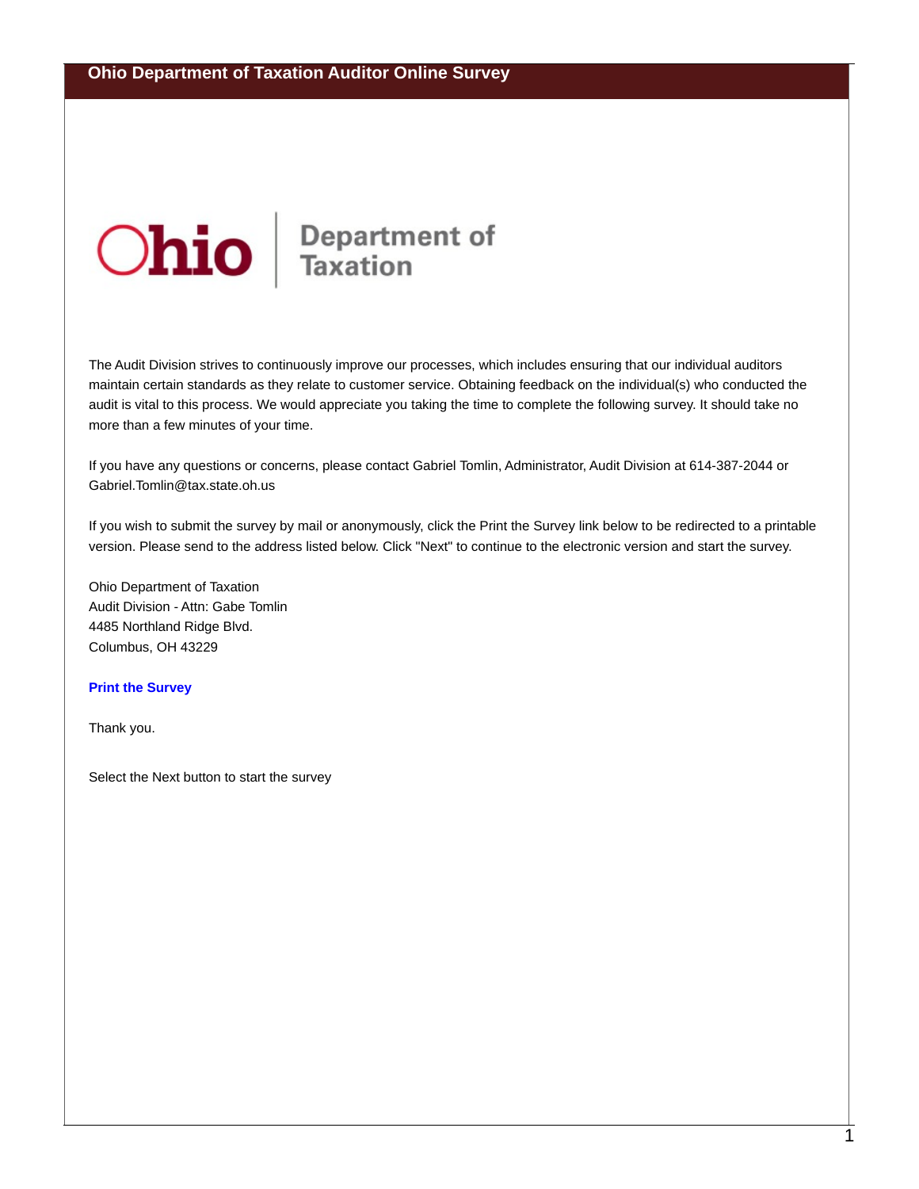# Ohio Department of Taxation Auditor Online Survey

Ohio | Department of Taxation

The Audit Division strives to continuously improve our processes, which includes ensuring that our individual auditors maintain certain standards as they relate to customer service. Obtaining feedback on the individual(s) who conducted the audit is vital to this process. We would appreciate you taking the time to complete the following survey. It should take no more than a few minutes of your time.

If you have any questions or concerns, please contact Gabriel Tomlin, Administrator, Audit Division at 614-387-2044 or Gabriel.Tomlin@tax.state.oh.us

If you wish to submit the survey by mail or anonymously, click the Print the Survey link below to be redirected to a printable version. Please send to the address listed below. Click "Next" to continue to the electronic version and start the survey.

Ohio Department of Taxation
Audit Division - Attn: Gabe Tomlin
4485 Northland Ridge Blvd.
Columbus, OH 43229

**Print the Survey**

Thank you.

Select the Next button to start the survey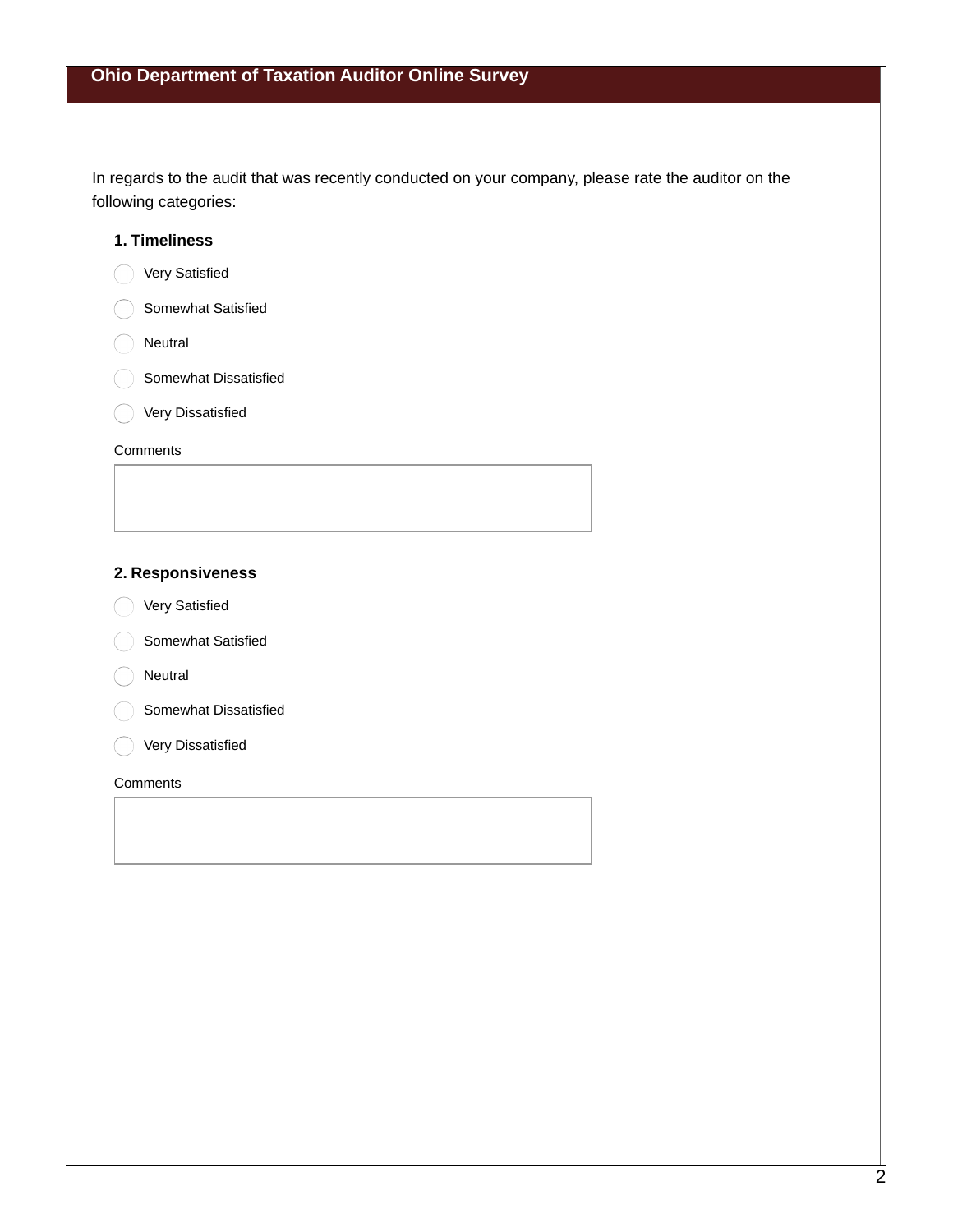## Ohio Department of Taxation Auditor Online Survey

In regards to the audit that was recently conducted on your company, please rate the auditor on the following categories:

### 1. Timeliness

- Very Satisfied
- Somewhat Satisfied
- Neutral
- Somewhat Dissatisfied
- Very Dissatisfied

Comments

### 2. Responsiveness

- Very Satisfied
- Somewhat Satisfied
- Neutral
- Somewhat Dissatisfied
- Very Dissatisfied

Comments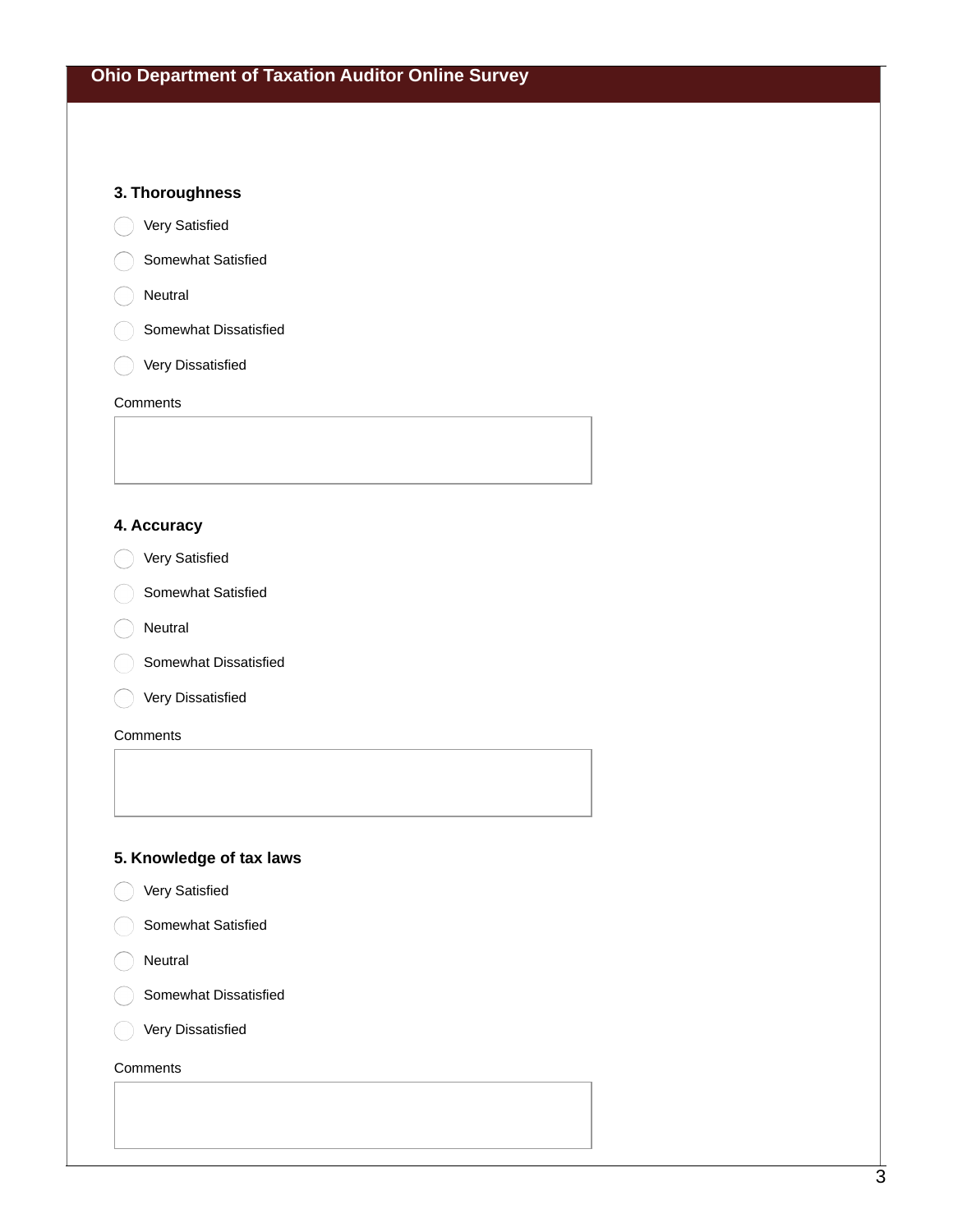## Ohio Department of Taxation Auditor Online Survey

### 3. Thoroughness

- ◯ Very Satisfied
- ◯ Somewhat Satisfied
- ◯ Neutral
- ◯ Somewhat Dissatisfied
- ◯ Very Dissatisfied

Comments

### 4. Accuracy

- ◯ Very Satisfied
- ◯ Somewhat Satisfied
- ◯ Neutral
- ◯ Somewhat Dissatisfied
- ◯ Very Dissatisfied

Comments

### 5. Knowledge of tax laws

- ◯ Very Satisfied
- ◯ Somewhat Satisfied
- ◯ Neutral
- ◯ Somewhat Dissatisfied
- ◯ Very Dissatisfied

Comments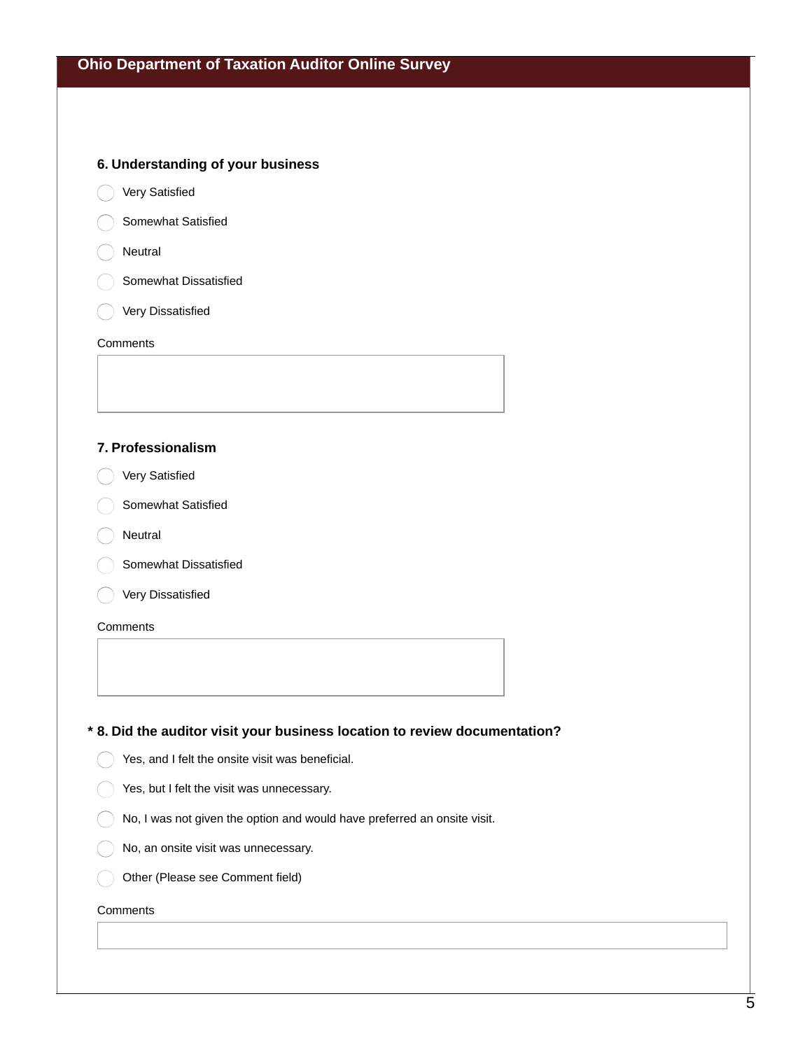## Ohio Department of Taxation Auditor Online Survey

**6. Understanding of your business**

- Very Satisfied
- Somewhat Satisfied
- Neutral
- Somewhat Dissatisfied
- Very Dissatisfied

Comments

**7. Professionalism**

- Very Satisfied
- Somewhat Satisfied
- Neutral
- Somewhat Dissatisfied
- Very Dissatisfied

Comments

**\* 8. Did the auditor visit your business location to review documentation?**

- Yes, and I felt the onsite visit was beneficial.
- Yes, but I felt the visit was unnecessary.
- No, I was not given the option and would have preferred an onsite visit.
- No, an onsite visit was unnecessary.
- Other (Please see Comment field)

Comments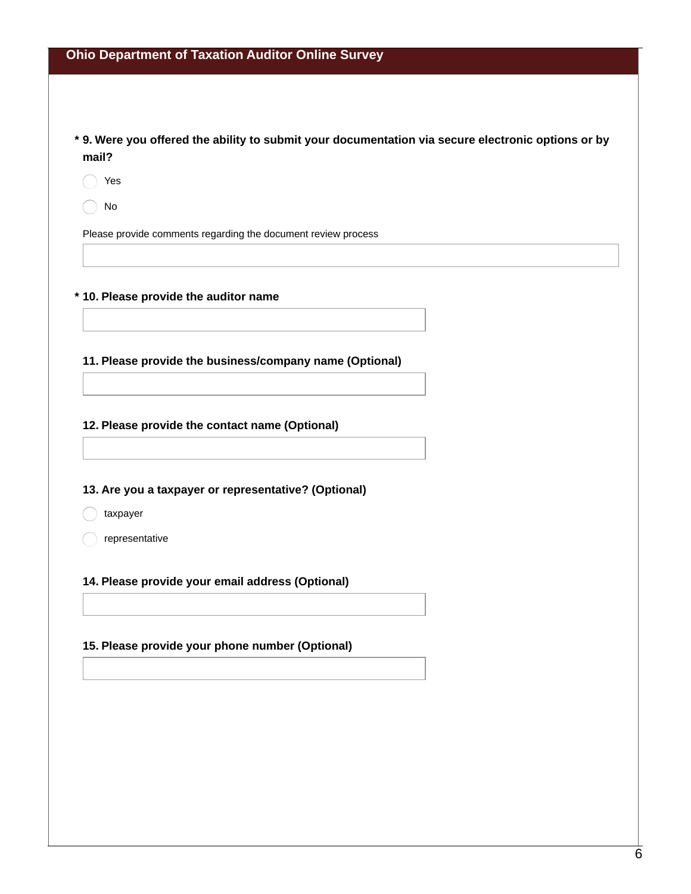## Ohio Department of Taxation Auditor Online Survey

**\* 9. Were you offered the ability to submit your documentation via secure electronic options or by mail?**

- ◯ Yes
- ◯ No

Please provide comments regarding the document review process

**\* 10. Please provide the auditor name**

**11. Please provide the business/company name (Optional)**

**12. Please provide the contact name (Optional)**

**13. Are you a taxpayer or representative? (Optional)**

- ◯ taxpayer
- ◯ representative

**14. Please provide your email address (Optional)**

**15. Please provide your phone number (Optional)**